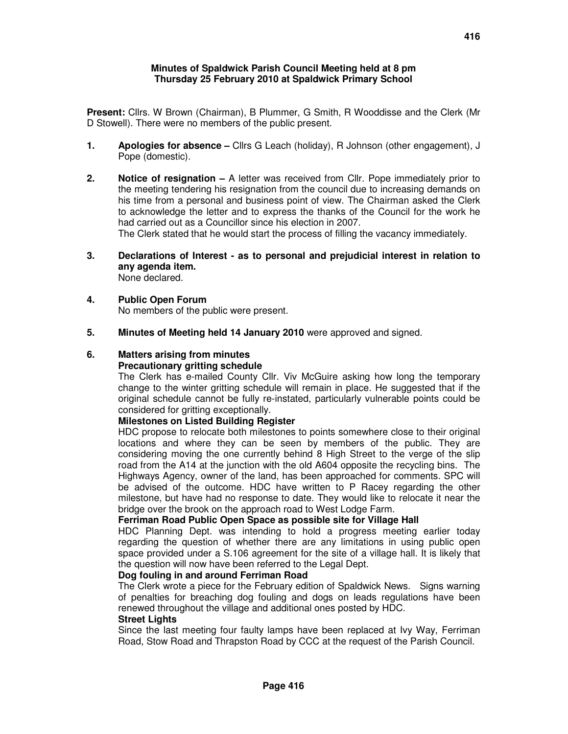**Minutes of Spaldwick Parish Council Meeting held at 8 pm**
**Thursday 25 February 2010 at Spaldwick Primary School**

**Present:** Cllrs. W Brown (Chairman), B Plummer, G Smith, R Wooddisse and the Clerk (Mr D Stowell). There were no members of the public present.

1. **Apologies for absence –** Cllrs G Leach (holiday), R Johnson (other engagement), J Pope (domestic).

2. **Notice of resignation –** A letter was received from Cllr. Pope immediately prior to the meeting tendering his resignation from the council due to increasing demands on his time from a personal and business point of view. The Chairman asked the Clerk to acknowledge the letter and to express the thanks of the Council for the work he had carried out as a Councillor since his election in 2007.
   The Clerk stated that he would start the process of filling the vacancy immediately.

3. **Declarations of Interest - as to personal and prejudicial interest in relation to any agenda item.**
   None declared.

4. **Public Open Forum**
   No members of the public were present.

5. **Minutes of Meeting held 14 January 2010** were approved and signed.

6. **Matters arising from minutes**

   **Precautionary gritting schedule**
   The Clerk has e-mailed County Cllr. Viv McGuire asking how long the temporary change to the winter gritting schedule will remain in place. He suggested that if the original schedule cannot be fully re-instated, particularly vulnerable points could be considered for gritting exceptionally.

   **Milestones on Listed Building Register**
   HDC propose to relocate both milestones to points somewhere close to their original locations and where they can be seen by members of the public. They are considering moving the one currently behind 8 High Street to the verge of the slip road from the A14 at the junction with the old A604 opposite the recycling bins. The Highways Agency, owner of the land, has been approached for comments. SPC will be advised of the outcome. HDC have written to P Racey regarding the other milestone, but have had no response to date. They would like to relocate it near the bridge over the brook on the approach road to West Lodge Farm.

   **Ferriman Road Public Open Space as possible site for Village Hall**
   HDC Planning Dept. was intending to hold a progress meeting earlier today regarding the question of whether there are any limitations in using public open space provided under a S.106 agreement for the site of a village hall. It is likely that the question will now have been referred to the Legal Dept.

   **Dog fouling in and around Ferriman Road**
   The Clerk wrote a piece for the February edition of Spaldwick News. Signs warning of penalties for breaching dog fouling and dogs on leads regulations have been renewed throughout the village and additional ones posted by HDC.

   **Street Lights**
   Since the last meeting four faulty lamps have been replaced at Ivy Way, Ferriman Road, Stow Road and Thrapston Road by CCC at the request of the Parish Council.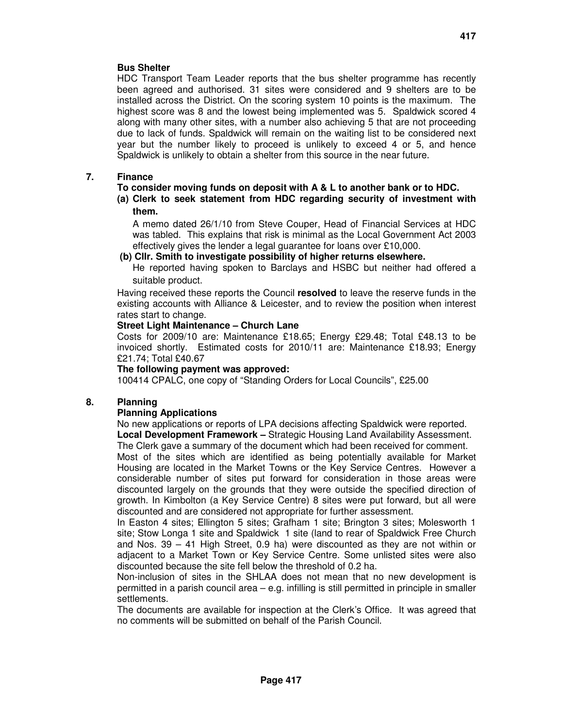**Bus Shelter**

HDC Transport Team Leader reports that the bus shelter programme has recently been agreed and authorised. 31 sites were considered and 9 shelters are to be installed across the District. On the scoring system 10 points is the maximum. The highest score was 8 and the lowest being implemented was 5. Spaldwick scored 4 along with many other sites, with a number also achieving 5 that are not proceeding due to lack of funds. Spaldwick will remain on the waiting list to be considered next year but the number likely to proceed is unlikely to exceed 4 or 5, and hence Spaldwick is unlikely to obtain a shelter from this source in the near future.

## 7. Finance

**To consider moving funds on deposit with A & L to another bank or to HDC.**

**(a) Clerk to seek statement from HDC regarding security of investment with them.**

A memo dated 26/1/10 from Steve Couper, Head of Financial Services at HDC was tabled. This explains that risk is minimal as the Local Government Act 2003 effectively gives the lender a legal guarantee for loans over £10,000.

**(b) Cllr. Smith to investigate possibility of higher returns elsewhere.**

He reported having spoken to Barclays and HSBC but neither had offered a suitable product.

Having received these reports the Council **resolved** to leave the reserve funds in the existing accounts with Alliance & Leicester, and to review the position when interest rates start to change.

**Street Light Maintenance – Church Lane**

Costs for 2009/10 are: Maintenance £18.65; Energy £29.48; Total £48.13 to be invoiced shortly. Estimated costs for 2010/11 are: Maintenance £18.93; Energy £21.74; Total £40.67

**The following payment was approved:**

100414 CPALC, one copy of "Standing Orders for Local Councils", £25.00

## 8. Planning

**Planning Applications**

No new applications or reports of LPA decisions affecting Spaldwick were reported.

**Local Development Framework –** Strategic Housing Land Availability Assessment.

The Clerk gave a summary of the document which had been received for comment.

Most of the sites which are identified as being potentially available for Market Housing are located in the Market Towns or the Key Service Centres. However a considerable number of sites put forward for consideration in those areas were discounted largely on the grounds that they were outside the specified direction of growth. In Kimbolton (a Key Service Centre) 8 sites were put forward, but all were discounted and are considered not appropriate for further assessment.

In Easton 4 sites; Ellington 5 sites; Grafham 1 site; Brington 3 sites; Molesworth 1 site; Stow Longa 1 site and Spaldwick 1 site (land to rear of Spaldwick Free Church and Nos. 39 – 41 High Street, 0.9 ha) were discounted as they are not within or adjacent to a Market Town or Key Service Centre. Some unlisted sites were also discounted because the site fell below the threshold of 0.2 ha.

Non-inclusion of sites in the SHLAA does not mean that no new development is permitted in a parish council area – e.g. infilling is still permitted in principle in smaller settlements.

The documents are available for inspection at the Clerk's Office. It was agreed that no comments will be submitted on behalf of the Parish Council.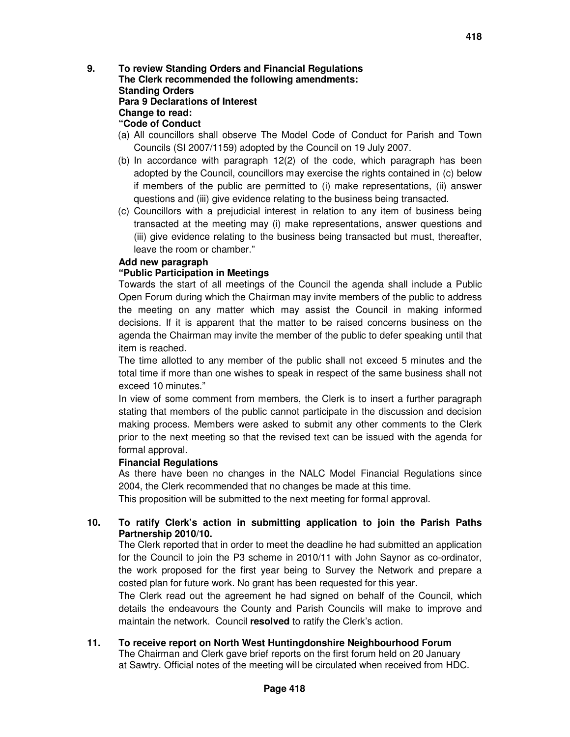## 9. To review Standing Orders and Financial Regulations

**The Clerk recommended the following amendments:**

**Standing Orders**

**Para 9 Declarations of Interest**

**Change to read:**

**"Code of Conduct**

(a) All councillors shall observe The Model Code of Conduct for Parish and Town Councils (SI 2007/1159) adopted by the Council on 19 July 2007.

(b) In accordance with paragraph 12(2) of the code, which paragraph has been adopted by the Council, councillors may exercise the rights contained in (c) below if members of the public are permitted to (i) make representations, (ii) answer questions and (iii) give evidence relating to the business being transacted.

(c) Councillors with a prejudicial interest in relation to any item of business being transacted at the meeting may (i) make representations, answer questions and (iii) give evidence relating to the business being transacted but must, thereafter, leave the room or chamber."

**Add new paragraph**

**"Public Participation in Meetings**

Towards the start of all meetings of the Council the agenda shall include a Public Open Forum during which the Chairman may invite members of the public to address the meeting on any matter which may assist the Council in making informed decisions. If it is apparent that the matter to be raised concerns business on the agenda the Chairman may invite the member of the public to defer speaking until that item is reached.

The time allotted to any member of the public shall not exceed 5 minutes and the total time if more than one wishes to speak in respect of the same business shall not exceed 10 minutes."

In view of some comment from members, the Clerk is to insert a further paragraph stating that members of the public cannot participate in the discussion and decision making process. Members were asked to submit any other comments to the Clerk prior to the next meeting so that the revised text can be issued with the agenda for formal approval.

**Financial Regulations**

As there have been no changes in the NALC Model Financial Regulations since 2004, the Clerk recommended that no changes be made at this time.

This proposition will be submitted to the next meeting for formal approval.

## 10. To ratify Clerk's action in submitting application to join the Parish Paths Partnership 2010/10.

The Clerk reported that in order to meet the deadline he had submitted an application for the Council to join the P3 scheme in 2010/11 with John Saynor as co-ordinator, the work proposed for the first year being to Survey the Network and prepare a costed plan for future work. No grant has been requested for this year.

The Clerk read out the agreement he had signed on behalf of the Council, which details the endeavours the County and Parish Councils will make to improve and maintain the network. Council **resolved** to ratify the Clerk's action.

## 11. To receive report on North West Huntingdonshire Neighbourhood Forum

The Chairman and Clerk gave brief reports on the first forum held on 20 January at Sawtry. Official notes of the meeting will be circulated when received from HDC.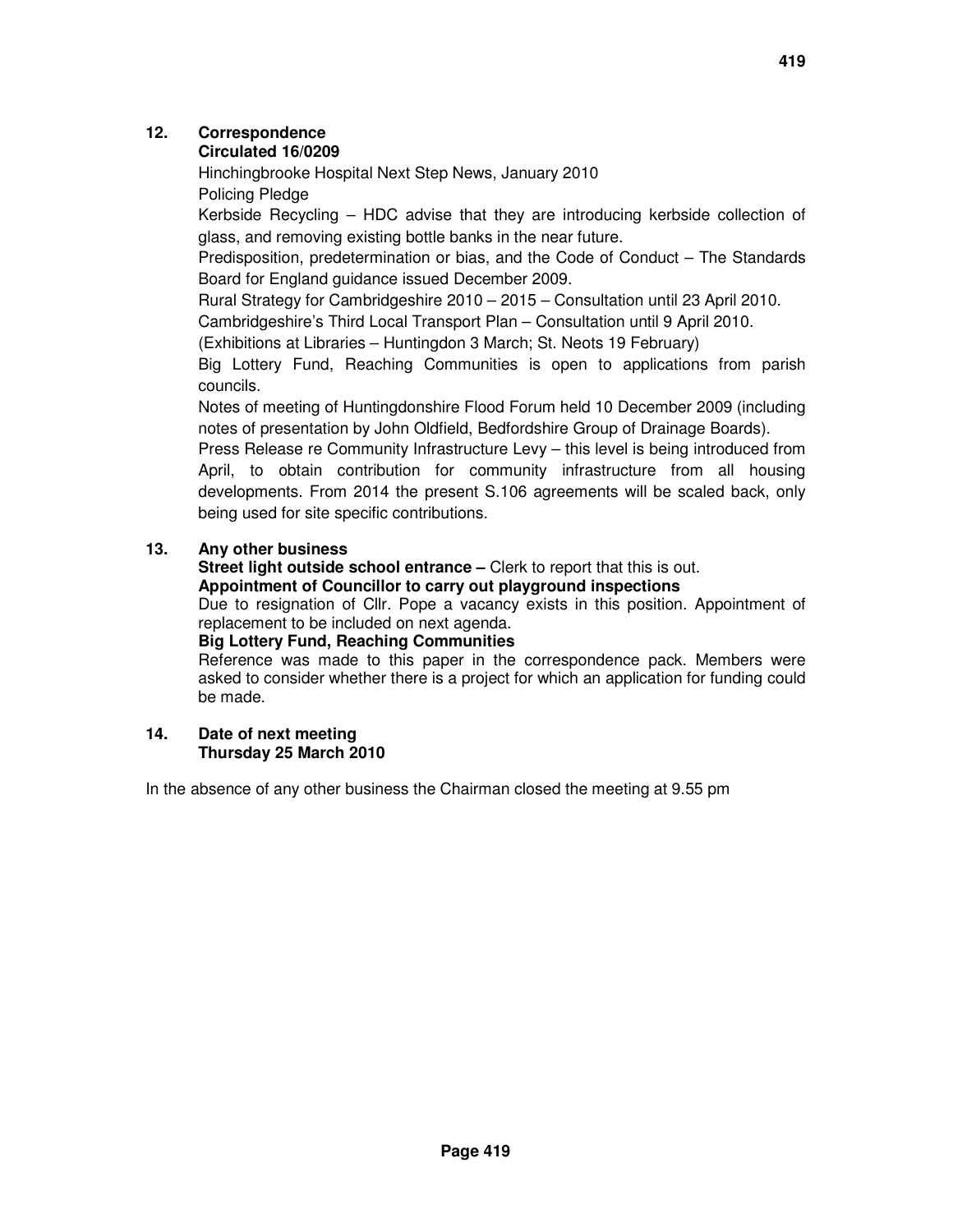## 12. Correspondence

**Circulated 16/0209**

Hinchingbrooke Hospital Next Step News, January 2010

Policing Pledge

Kerbside Recycling – HDC advise that they are introducing kerbside collection of glass, and removing existing bottle banks in the near future.

Predisposition, predetermination or bias, and the Code of Conduct – The Standards Board for England guidance issued December 2009.

Rural Strategy for Cambridgeshire 2010 – 2015 – Consultation until 23 April 2010.

Cambridgeshire's Third Local Transport Plan – Consultation until 9 April 2010.

(Exhibitions at Libraries – Huntingdon 3 March; St. Neots 19 February)

Big Lottery Fund, Reaching Communities is open to applications from parish councils.

Notes of meeting of Huntingdonshire Flood Forum held 10 December 2009 (including notes of presentation by John Oldfield, Bedfordshire Group of Drainage Boards).

Press Release re Community Infrastructure Levy – this level is being introduced from April, to obtain contribution for community infrastructure from all housing developments. From 2014 the present S.106 agreements will be scaled back, only being used for site specific contributions.

## 13. Any other business

**Street light outside school entrance –** Clerk to report that this is out.

**Appointment of Councillor to carry out playground inspections**

Due to resignation of Cllr. Pope a vacancy exists in this position. Appointment of replacement to be included on next agenda.

**Big Lottery Fund, Reaching Communities**

Reference was made to this paper in the correspondence pack. Members were asked to consider whether there is a project for which an application for funding could be made.

## 14. Date of next meeting

**Thursday 25 March 2010**

In the absence of any other business the Chairman closed the meeting at 9.55 pm